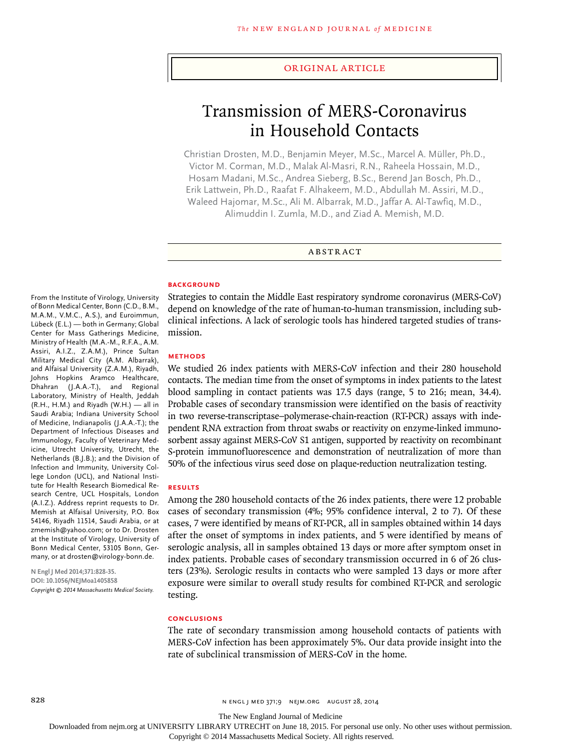ORIGINAL ARTICLE

# Transmission of MERS-Coronavirus in Household Contacts

Christian Drosten, M.D., Benjamin Meyer, M.Sc., Marcel A. Müller, Ph.D., Victor M. Corman, M.D., Malak Al-Masri, R.N., Raheela Hossain, M.D., Hosam Madani, M.Sc., Andrea Sieberg, B.Sc., Berend Jan Bosch, Ph.D., Erik Lattwein, Ph.D., Raafat F. Alhakeem, M.D., Abdullah M. Assiri, M.D., Waleed Hajomar, M.Sc., Ali M. Albarrak, M.D., Jaffar A. Al-Tawfiq, M.D., Alimuddin I. Zumla, M.D., and Ziad A. Memish, M.D.

## ABSTRACT

### BACKGROUND

Strategies to contain the Middle East respiratory syndrome coronavirus (MERS-CoV) depend on knowledge of the rate of human-to-human transmission, including subclinical infections. A lack of serologic tools has hindered targeted studies of transmission.

### METHODS

We studied 26 index patients with MERS-CoV infection and their 280 household contacts. The median time from the onset of symptoms in index patients to the latest blood sampling in contact patients was 17.5 days (range, 5 to 216; mean, 34.4). Probable cases of secondary transmission were identified on the basis of reactivity in two reverse-transcriptase–polymerase-chain-reaction (RT-PCR) assays with independent RNA extraction from throat swabs or reactivity on enzyme-linked immunosorbent assay against MERS-CoV S1 antigen, supported by reactivity on recombinant S-protein immunofluorescence and demonstration of neutralization of more than 50% of the infectious virus seed dose on plaque-reduction neutralization testing.

### RESULTS

Among the 280 household contacts of the 26 index patients, there were 12 probable cases of secondary transmission (4%; 95% confidence interval, 2 to 7). Of these cases, 7 were identified by means of RT-PCR, all in samples obtained within 14 days after the onset of symptoms in index patients, and 5 were identified by means of serologic analysis, all in samples obtained 13 days or more after symptom onset in index patients. Probable cases of secondary transmission occurred in 6 of 26 clusters (23%). Serologic results in contacts who were sampled 13 days or more after exposure were similar to overall study results for combined RT-PCR and serologic testing.

### CONCLUSIONS

The rate of secondary transmission among household contacts of patients with MERS-CoV infection has been approximately 5%. Our data provide insight into the rate of subclinical transmission of MERS-CoV in the home.

From the Institute of Virology, University of Bonn Medical Center, Bonn (C.D., B.M., M.A.M., V.M.C., A.S.), and Euroimmun, Lübeck (E.L.) — both in Germany; Global Center for Mass Gatherings Medicine, Ministry of Health (M.A.-M., R.F.A., A.M. Assiri, A.I.Z., Z.A.M.), Prince Sultan Military Medical City (A.M. Albarrak), and Alfaisal University (Z.A.M.), Riyadh, Johns Hopkins Aramco Healthcare, Dhahran (J.A.A.-T.), and Regional Laboratory, Ministry of Health, Jeddah (R.H., H.M.) and Riyadh (W.H.) — all in Saudi Arabia; Indiana University School of Medicine, Indianapolis (J.A.A.-T.); the Department of Infectious Diseases and Immunology, Faculty of Veterinary Medicine, Utrecht University, Utrecht, the Netherlands (B.J.B.); and the Division of Infection and Immunity, University College London (UCL), and National Institute for Health Research Biomedical Research Centre, UCL Hospitals, London (A.I.Z.). Address reprint requests to Dr. Memish at Alfaisal University, P.O. Box 54146, Riyadh 11514, Saudi Arabia, or at zmemish@yahoo.com; or to Dr. Drosten at the Institute of Virology, University of Bonn Medical Center, 53105 Bonn, Germany, or at drosten@virology-bonn.de.

N Engl J Med 2014;371:828-35.
DOI: 10.1056/NEJMoa1405858
*Copyright © 2014 Massachusetts Medical Society.*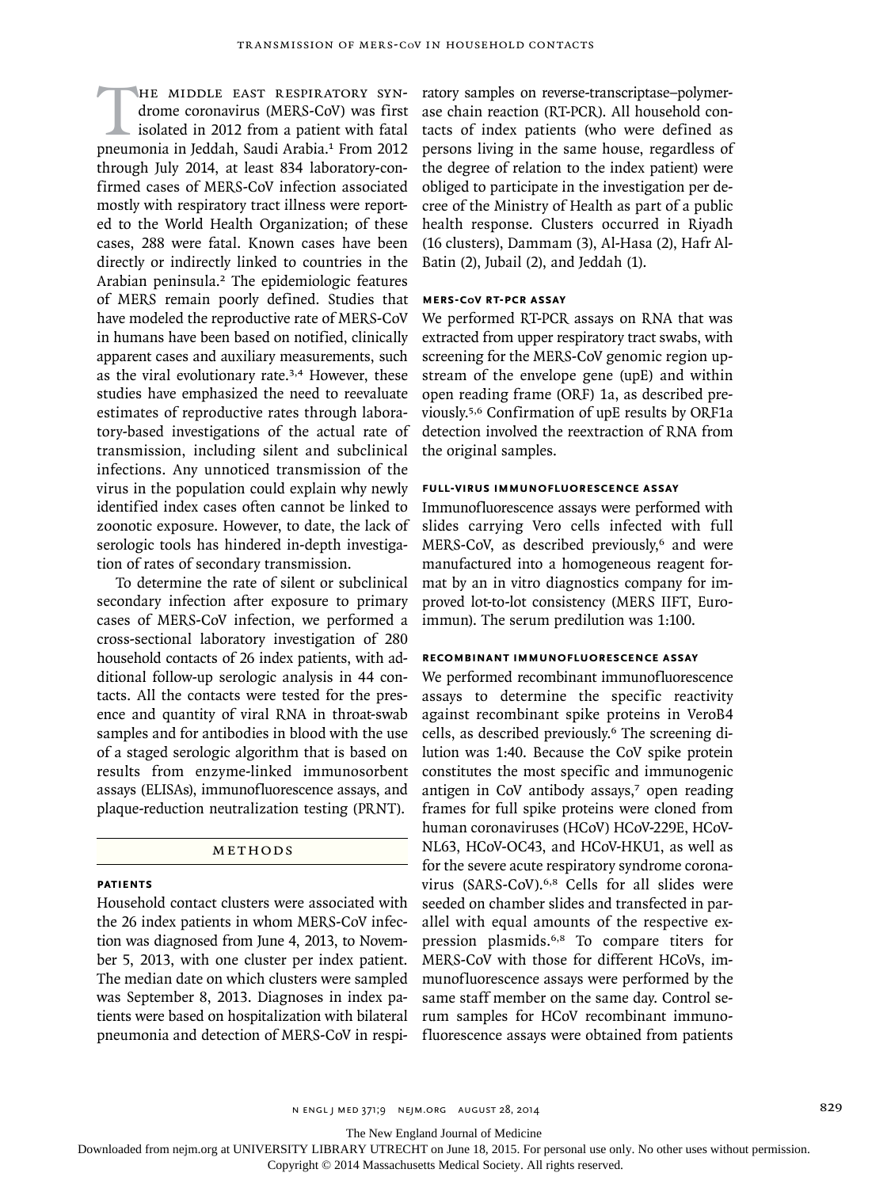The Middle East respiratory syndrome coronavirus (MERS-CoV) was first isolated in 2012 from a patient with fatal pneumonia in Jeddah, Saudi Arabia.[1] From 2012 through July 2014, at least 834 laboratory-confirmed cases of MERS-CoV infection associated mostly with respiratory tract illness were reported to the World Health Organization; of these cases, 288 were fatal. Known cases have been directly or indirectly linked to countries in the Arabian peninsula.[2] The epidemiologic features of MERS remain poorly defined. Studies that have modeled the reproductive rate of MERS-CoV in humans have been based on notified, clinically apparent cases and auxiliary measurements, such as the viral evolutionary rate.[3,4] However, these studies have emphasized the need to reevaluate estimates of reproductive rates through laboratory-based investigations of the actual rate of transmission, including silent and subclinical infections. Any unnoticed transmission of the virus in the population could explain why newly identified index cases often cannot be linked to zoonotic exposure. However, to date, the lack of serologic tools has hindered in-depth investigation of rates of secondary transmission.

To determine the rate of silent or subclinical secondary infection after exposure to primary cases of MERS-CoV infection, we performed a cross-sectional laboratory investigation of 280 household contacts of 26 index patients, with additional follow-up serologic analysis in 44 contacts. All the contacts were tested for the presence and quantity of viral RNA in throat-swab samples and for antibodies in blood with the use of a staged serologic algorithm that is based on results from enzyme-linked immunosorbent assays (ELISAs), immunofluorescence assays, and plaque-reduction neutralization testing (PRNT).

## Methods

### Patients

Household contact clusters were associated with the 26 index patients in whom MERS-CoV infection was diagnosed from June 4, 2013, to November 5, 2013, with one cluster per index patient. The median date on which clusters were sampled was September 8, 2013. Diagnoses in index patients were based on hospitalization with bilateral pneumonia and detection of MERS-CoV in respiratory samples on reverse-transcriptase–polymerase chain reaction (RT-PCR). All household contacts of index patients (who were defined as persons living in the same house, regardless of the degree of relation to the index patient) were obliged to participate in the investigation per decree of the Ministry of Health as part of a public health response. Clusters occurred in Riyadh (16 clusters), Dammam (3), Al-Hasa (2), Hafr Al-Batin (2), Jubail (2), and Jeddah (1).

### MERS-CoV RT-PCR Assay

We performed RT-PCR assays on RNA that was extracted from upper respiratory tract swabs, with screening for the MERS-CoV genomic region upstream of the envelope gene (upE) and within open reading frame (ORF) 1a, as described previously.[5,6] Confirmation of upE results by ORF1a detection involved the reextraction of RNA from the original samples.

### Full-Virus Immunofluorescence Assay

Immunofluorescence assays were performed with slides carrying Vero cells infected with full MERS-CoV, as described previously,[6] and were manufactured into a homogeneous reagent format by an in vitro diagnostics company for improved lot-to-lot consistency (MERS IIFT, Euroimmun). The serum predilution was 1:100.

### Recombinant Immunofluorescence Assay

We performed recombinant immunofluorescence assays to determine the specific reactivity against recombinant spike proteins in VeroB4 cells, as described previously.[6] The screening dilution was 1:40. Because the CoV spike protein constitutes the most specific and immunogenic antigen in CoV antibody assays,[7] open reading frames for full spike proteins were cloned from human coronaviruses (HCoV) HCoV-229E, HCoV-NL63, HCoV-OC43, and HCoV-HKU1, as well as for the severe acute respiratory syndrome coronavirus (SARS-CoV).[6,8] Cells for all slides were seeded on chamber slides and transfected in parallel with equal amounts of the respective expression plasmids.[6,8] To compare titers for MERS-CoV with those for different HCoVs, immunofluorescence assays were performed by the same staff member on the same day. Control serum samples for HCoV recombinant immunofluorescence assays were obtained from patients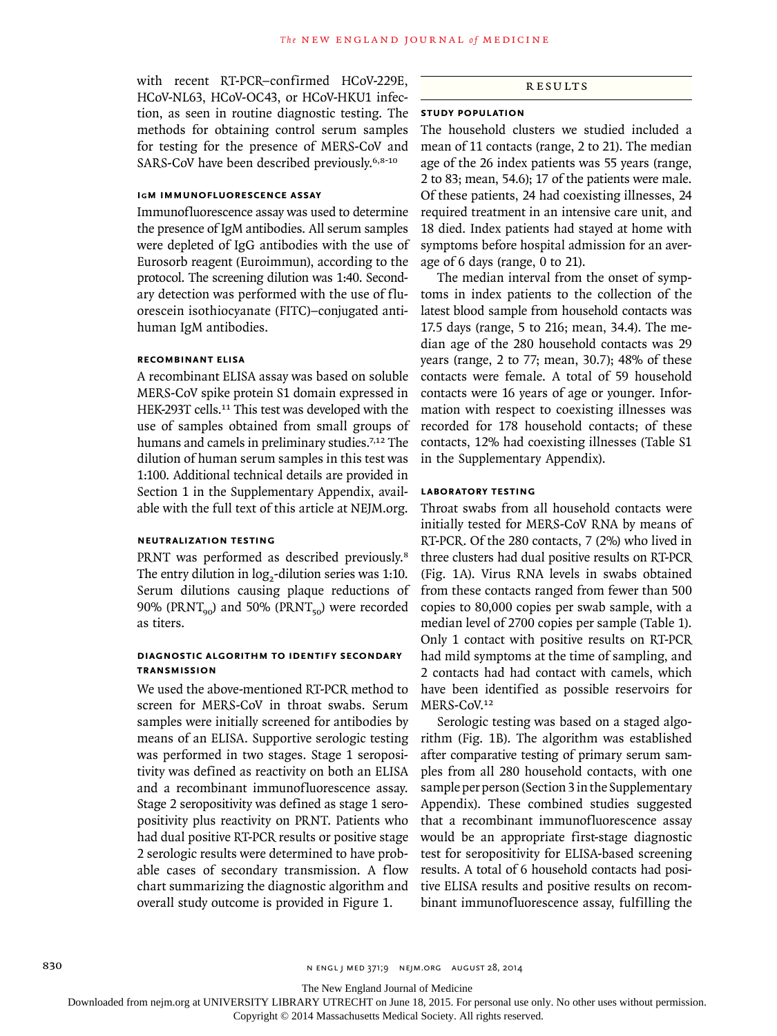with recent RT-PCR–confirmed HCoV-229E, HCoV-NL63, HCoV-OC43, or HCoV-HKU1 infection, as seen in routine diagnostic testing. The methods for obtaining control serum samples for testing for the presence of MERS-CoV and SARS-CoV have been described previously.[6,8-10]

#### IgM Immunofluorescence Assay

Immunofluorescence assay was used to determine the presence of IgM antibodies. All serum samples were depleted of IgG antibodies with the use of Eurosorb reagent (Euroimmun), according to the protocol. The screening dilution was 1:40. Secondary detection was performed with the use of fluorescein isothiocyanate (FITC)–conjugated antihuman IgM antibodies.

#### Recombinant ELISA

A recombinant ELISA assay was based on soluble MERS-CoV spike protein S1 domain expressed in HEK-293T cells.[11] This test was developed with the use of samples obtained from small groups of humans and camels in preliminary studies.[7,12] The dilution of human serum samples in this test was 1:100. Additional technical details are provided in Section 1 in the Supplementary Appendix, available with the full text of this article at NEJM.org.

#### Neutralization Testing

PRNT was performed as described previously.[8] The entry dilution in $\log_2$-dilution series was 1:10. Serum dilutions causing plaque reductions of 90% ($PRNT_{90}$) and 50% ($PRNT_{50}$) were recorded as titers.

#### Diagnostic Algorithm to Identify Secondary Transmission

We used the above-mentioned RT-PCR method to screen for MERS-CoV in throat swabs. Serum samples were initially screened for antibodies by means of an ELISA. Supportive serologic testing was performed in two stages. Stage 1 seropositivity was defined as reactivity on both an ELISA and a recombinant immunofluorescence assay. Stage 2 seropositivity was defined as stage 1 seropositivity plus reactivity on PRNT. Patients who had dual positive RT-PCR results or positive stage 2 serologic results were determined to have probable cases of secondary transmission. A flow chart summarizing the diagnostic algorithm and overall study outcome is provided in Figure 1.

## Results

#### Study Population

The household clusters we studied included a mean of 11 contacts (range, 2 to 21). The median age of the 26 index patients was 55 years (range, 2 to 83; mean, 54.6); 17 of the patients were male. Of these patients, 24 had coexisting illnesses, 24 required treatment in an intensive care unit, and 18 died. Index patients had stayed at home with symptoms before hospital admission for an average of 6 days (range, 0 to 21).

The median interval from the onset of symptoms in index patients to the collection of the latest blood sample from household contacts was 17.5 days (range, 5 to 216; mean, 34.4). The median age of the 280 household contacts was 29 years (range, 2 to 77; mean, 30.7); 48% of these contacts were female. A total of 59 household contacts were 16 years of age or younger. Information with respect to coexisting illnesses was recorded for 178 household contacts; of these contacts, 12% had coexisting illnesses (Table S1 in the Supplementary Appendix).

#### Laboratory Testing

Throat swabs from all household contacts were initially tested for MERS-CoV RNA by means of RT-PCR. Of the 280 contacts, 7 (2%) who lived in three clusters had dual positive results on RT-PCR (Fig. 1A). Virus RNA levels in swabs obtained from these contacts ranged from fewer than 500 copies to 80,000 copies per swab sample, with a median level of 2700 copies per sample (Table 1). Only 1 contact with positive results on RT-PCR had mild symptoms at the time of sampling, and 2 contacts had had contact with camels, which have been identified as possible reservoirs for MERS-CoV.[12]

Serologic testing was based on a staged algorithm (Fig. 1B). The algorithm was established after comparative testing of primary serum samples from all 280 household contacts, with one sample per person (Section 3 in the Supplementary Appendix). These combined studies suggested that a recombinant immunofluorescence assay would be an appropriate first-stage diagnostic test for seropositivity for ELISA-based screening results. A total of 6 household contacts had positive ELISA results and positive results on recombinant immunofluorescence assay, fulfilling the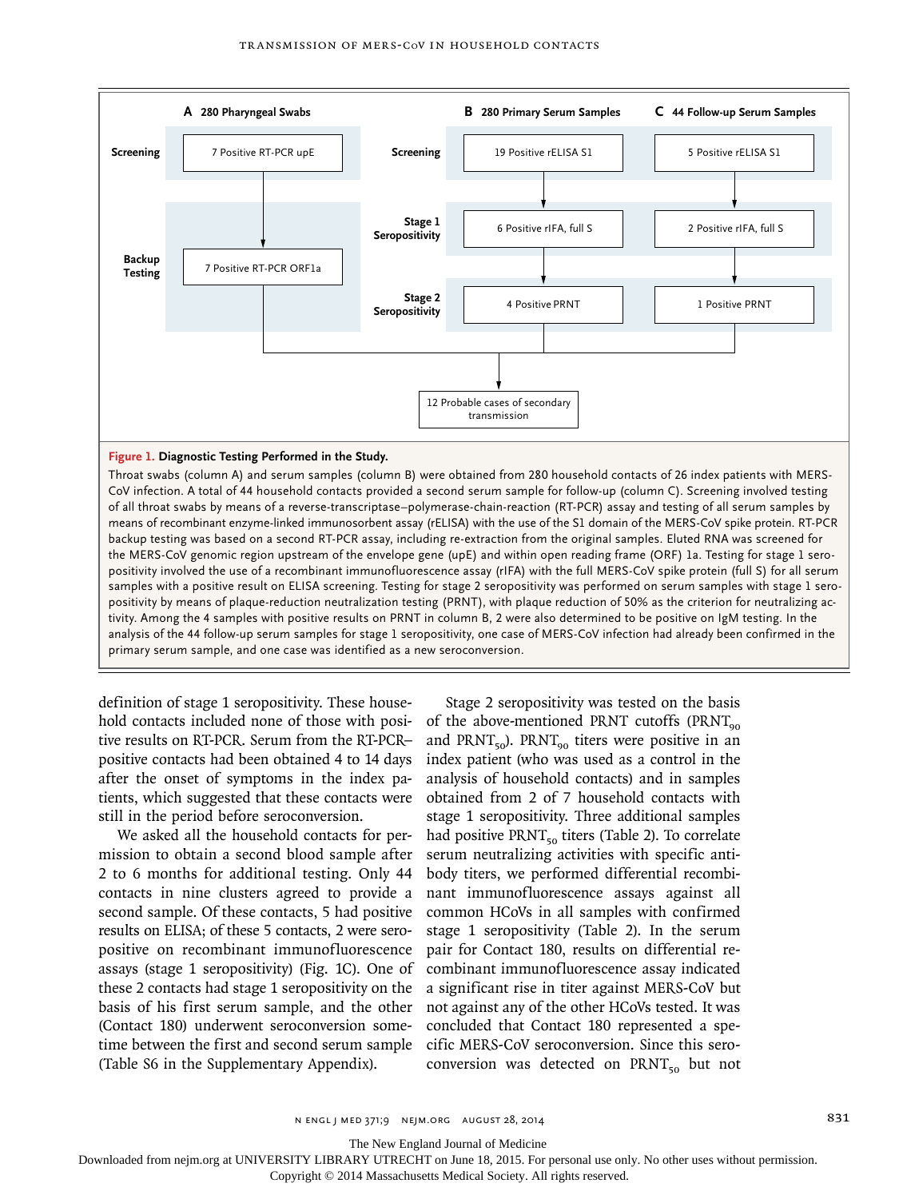| | A 280 Pharyngeal Swabs | | B 280 Primary Serum Samples | C 44 Follow-up Serum Samples |
|---|---|---|---|---|
| Screening | 7 Positive RT-PCR upE | Screening | 19 Positive rELISA S1 | 5 Positive rELISA S1 |
| | | Stage 1 Seropositivity | 6 Positive rIFA, full S | 2 Positive rIFA, full S |
| Backup Testing | 7 Positive RT-PCR ORF1a | Stage 2 Seropositivity | 4 Positive PRNT | 1 Positive PRNT |

12 Probable cases of secondary transmission

**Figure 1. Diagnostic Testing Performed in the Study.**

Throat swabs (column A) and serum samples (column B) were obtained from 280 household contacts of 26 index patients with MERS-CoV infection. A total of 44 household contacts provided a second serum sample for follow-up (column C). Screening involved testing of all throat swabs by means of a reverse-transcriptase–polymerase-chain-reaction (RT-PCR) assay and testing of all serum samples by means of recombinant enzyme-linked immunosorbent assay (rELISA) with the use of the S1 domain of the MERS-CoV spike protein. RT-PCR backup testing was based on a second RT-PCR assay, including re-extraction from the original samples. Eluted RNA was screened for the MERS-CoV genomic region upstream of the envelope gene (upE) and within open reading frame (ORF) 1a. Testing for stage 1 seropositivity involved the use of a recombinant immunofluorescence assay (rIFA) with the full MERS-CoV spike protein (full S) for all serum samples with a positive result on ELISA screening. Testing for stage 2 seropositivity was performed on serum samples with stage 1 seropositivity by means of plaque-reduction neutralization testing (PRNT), with plaque reduction of 50% as the criterion for neutralizing activity. Among the 4 samples with positive results on PRNT in column B, 2 were also determined to be positive on IgM testing. In the analysis of the 44 follow-up serum samples for stage 1 seropositivity, one case of MERS-CoV infection had already been confirmed in the primary serum sample, and one case was identified as a new seroconversion.

definition of stage 1 seropositivity. These household contacts included none of those with positive results on RT-PCR. Serum from the RT-PCR–positive contacts had been obtained 4 to 14 days after the onset of symptoms in the index patients, which suggested that these contacts were still in the period before seroconversion.

We asked all the household contacts for permission to obtain a second blood sample after 2 to 6 months for additional testing. Only 44 contacts in nine clusters agreed to provide a second sample. Of these contacts, 5 had positive results on ELISA; of these 5 contacts, 2 were seropositive on recombinant immunofluorescence assays (stage 1 seropositivity) (Fig. 1C). One of these 2 contacts had stage 1 seropositivity on the basis of his first serum sample, and the other (Contact 180) underwent seroconversion sometime between the first and second serum sample (Table S6 in the Supplementary Appendix).

Stage 2 seropositivity was tested on the basis of the above-mentioned PRNT cutoffs ($PRNT_{90}$ and $PRNT_{50}$). $PRNT_{90}$ titers were positive in an index patient (who was used as a control in the analysis of household contacts) and in samples obtained from 2 of 7 household contacts with stage 1 seropositivity. Three additional samples had positive $PRNT_{50}$ titers (Table 2). To correlate serum neutralizing activities with specific antibody titers, we performed differential recombinant immunofluorescence assays against all common HCoVs in all samples with confirmed stage 1 seropositivity (Table 2). In the serum pair for Contact 180, results on differential recombinant immunofluorescence assay indicated a significant rise in titer against MERS-CoV but not against any of the other HCoVs tested. It was concluded that Contact 180 represented a specific MERS-CoV seroconversion. Since this seroconversion was detected on $PRNT_{50}$ but not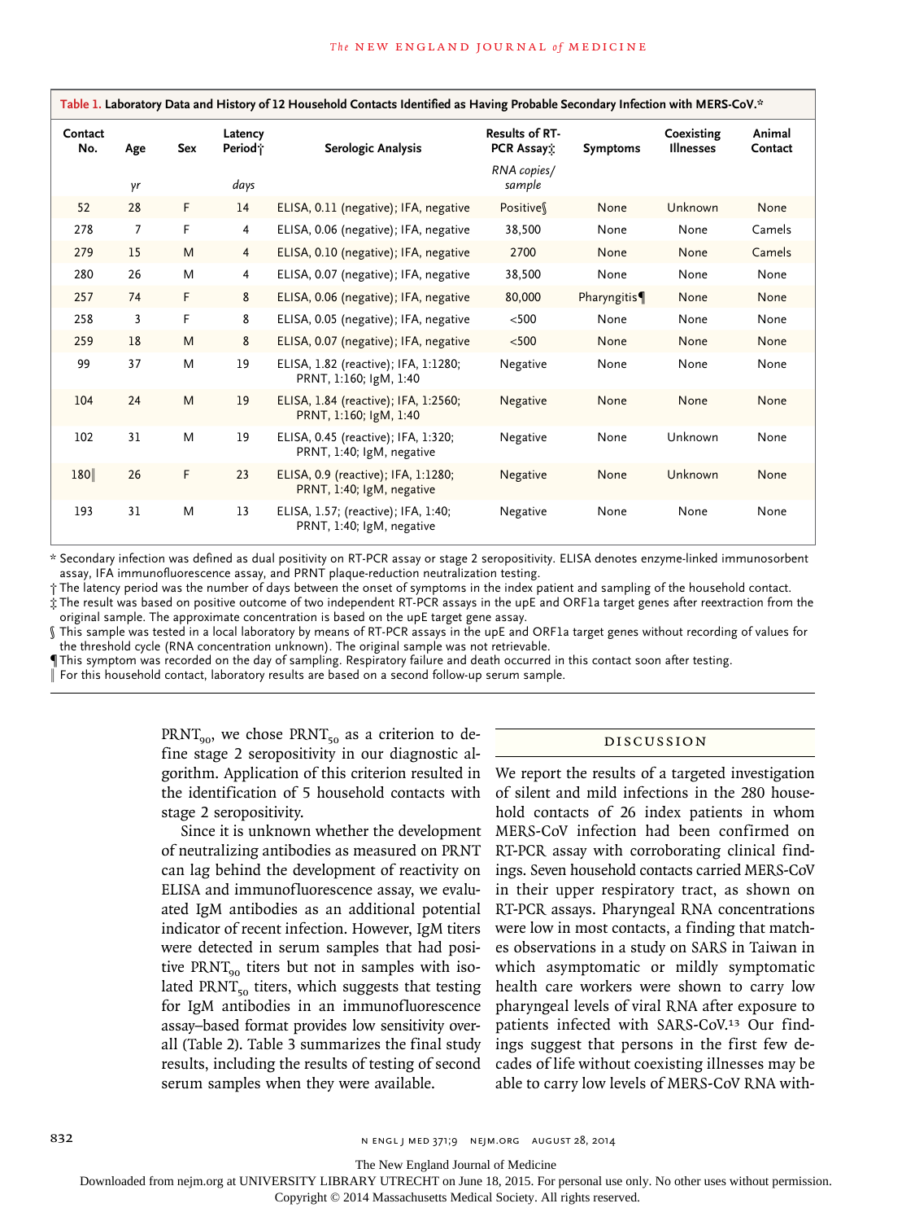**Table 1. Laboratory Data and History of 12 Household Contacts Identified as Having Probable Secondary Infection with MERS-CoV.***

| Contact No. | Age | Sex | Latency Period† | Serologic Analysis | Results of RT-PCR Assay‡ | Symptoms | Coexisting Illnesses | Animal Contact |
|---|---|---|---|---|---|---|---|---|
| | *yr* | | *days* | | *RNA copies/sample* | | | |
| 52 | 28 | F | 14 | ELISA, 0.11 (negative); IFA, negative | Positive§ | None | Unknown | None |
| 278 | 7 | F | 4 | ELISA, 0.06 (negative); IFA, negative | 38,500 | None | None | Camels |
| 279 | 15 | M | 4 | ELISA, 0.10 (negative); IFA, negative | 2700 | None | None | Camels |
| 280 | 26 | M | 4 | ELISA, 0.07 (negative); IFA, negative | 38,500 | None | None | None |
| 257 | 74 | F | 8 | ELISA, 0.06 (negative); IFA, negative | 80,000 | Pharyngitis¶ | None | None |
| 258 | 3 | F | 8 | ELISA, 0.05 (negative); IFA, negative | <500 | None | None | None |
| 259 | 18 | M | 8 | ELISA, 0.07 (negative); IFA, negative | <500 | None | None | None |
| 99 | 37 | M | 19 | ELISA, 1.82 (reactive); IFA, 1:1280; PRNT, 1:160; IgM, 1:40 | Negative | None | None | None |
| 104 | 24 | M | 19 | ELISA, 1.84 (reactive); IFA, 1:2560; PRNT, 1:160; IgM, 1:40 | Negative | None | None | None |
| 102 | 31 | M | 19 | ELISA, 0.45 (reactive); IFA, 1:320; PRNT, 1:40; IgM, negative | Negative | None | Unknown | None |
| 180‖ | 26 | F | 23 | ELISA, 0.9 (reactive); IFA, 1:1280; PRNT, 1:40; IgM, negative | Negative | None | Unknown | None |
| 193 | 31 | M | 13 | ELISA, 1.57; (reactive); IFA, 1:40; PRNT, 1:40; IgM, negative | Negative | None | None | None |

\* Secondary infection was defined as dual positivity on RT-PCR assay or stage 2 seropositivity. ELISA denotes enzyme-linked immunosorbent assay, IFA immunofluorescence assay, and PRNT plaque-reduction neutralization testing.

† The latency period was the number of days between the onset of symptoms in the index patient and sampling of the household contact.

‡ The result was based on positive outcome of two independent RT-PCR assays in the upE and ORF1a target genes after reextraction from the original sample. The approximate concentration is based on the upE target gene assay.

§ This sample was tested in a local laboratory by means of RT-PCR assays in the upE and ORF1a target genes without recording of values for the threshold cycle (RNA concentration unknown). The original sample was not retrievable.

¶ This symptom was recorded on the day of sampling. Respiratory failure and death occurred in this contact soon after testing.

‖ For this household contact, laboratory results are based on a second follow-up serum sample.

$PRNT_{90}$, we chose $PRNT_{50}$ as a criterion to define stage 2 seropositivity in our diagnostic algorithm. Application of this criterion resulted in the identification of 5 household contacts with stage 2 seropositivity.

Since it is unknown whether the development of neutralizing antibodies as measured on PRNT can lag behind the development of reactivity on ELISA and immunofluorescence assay, we evaluated IgM antibodies as an additional potential indicator of recent infection. However, IgM titers were detected in serum samples that had positive $PRNT_{90}$ titers but not in samples with isolated $PRNT_{50}$ titers, which suggests that testing for IgM antibodies in an immunofluorescence assay–based format provides low sensitivity overall (Table 2). Table 3 summarizes the final study results, including the results of testing of second serum samples when they were available.

## Discussion

We report the results of a targeted investigation of silent and mild infections in the 280 household contacts of 26 index patients in whom MERS-CoV infection had been confirmed on RT-PCR assay with corroborating clinical findings. Seven household contacts carried MERS-CoV in their upper respiratory tract, as shown on RT-PCR assays. Pharyngeal RNA concentrations were low in most contacts, a finding that matches observations in a study on SARS in Taiwan in which asymptomatic or mildly symptomatic health care workers were shown to carry low pharyngeal levels of viral RNA after exposure to patients infected with SARS-CoV.[13] Our findings suggest that persons in the first few decades of life without coexisting illnesses may be able to carry low levels of MERS-CoV RNA with-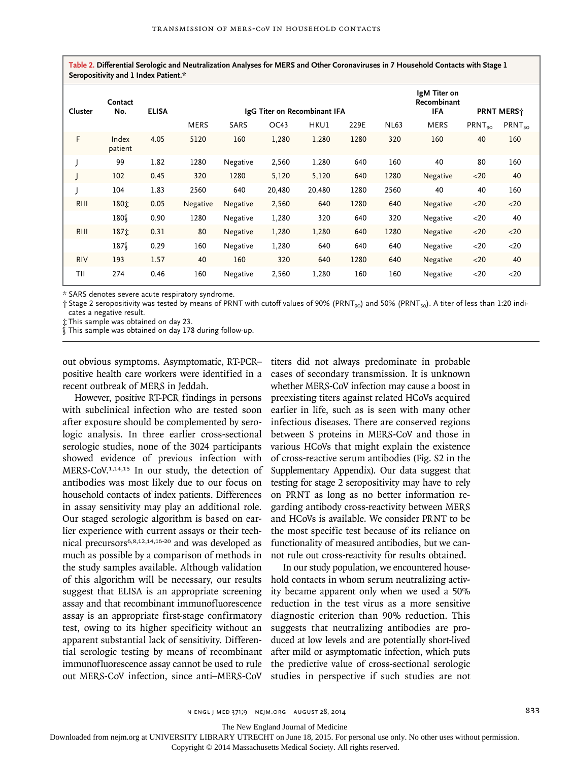**Table 2. Differential Serologic and Neutralization Analyses for MERS and Other Coronaviruses in 7 Household Contacts with Stage 1 Seropositivity and 1 Index Patient.***

| Cluster | Contact No. | ELISA | IgG Titer on Recombinant IFA | | | | | | IgM Titer on Recombinant IFA | PRNT MERS† | |
|---|---|---|---|---|---|---|---|---|---|---|---|
| | | | MERS | SARS | OC43 | HKU1 | 229E | NL63 | MERS | $PRNT_{90}$ | $PRNT_{50}$ |
| F | Index patient | 4.05 | 5120 | 160 | 1,280 | 1,280 | 1280 | 320 | 160 | 40 | 160 |
| J | 99 | 1.82 | 1280 | Negative | 2,560 | 1,280 | 640 | 160 | 40 | 80 | 160 |
| J | 102 | 0.45 | 320 | 1280 | 5,120 | 5,120 | 640 | 1280 | Negative | <20 | 40 |
| J | 104 | 1.83 | 2560 | 640 | 20,480 | 20,480 | 1280 | 2560 | 40 | 40 | 160 |
| RIII | 180‡ | 0.05 | Negative | Negative | 2,560 | 640 | 1280 | 640 | Negative | <20 | <20 |
| | 180§ | 0.90 | 1280 | Negative | 1,280 | 320 | 640 | 320 | Negative | <20 | 40 |
| RIII | 187‡ | 0.31 | 80 | Negative | 1,280 | 1,280 | 640 | 1280 | Negative | <20 | <20 |
| | 187§ | 0.29 | 160 | Negative | 1,280 | 640 | 640 | 640 | Negative | <20 | <20 |
| RIV | 193 | 1.57 | 40 | 160 | 320 | 640 | 1280 | 640 | Negative | <20 | 40 |
| TII | 274 | 0.46 | 160 | Negative | 2,560 | 1,280 | 160 | 160 | Negative | <20 | <20 |

\* SARS denotes severe acute respiratory syndrome.
† Stage 2 seropositivity was tested by means of PRNT with cutoff values of 90% ($PRNT_{90}$) and 50% ($PRNT_{50}$). A titer of less than 1:20 indicates a negative result.
‡ This sample was obtained on day 23.
§ This sample was obtained on day 178 during follow-up.

out obvious symptoms. Asymptomatic, RT-PCR–positive health care workers were identified in a recent outbreak of MERS in Jeddah.

However, positive RT-PCR findings in persons with subclinical infection who are tested soon after exposure should be complemented by serologic analysis. In three earlier cross-sectional serologic studies, none of the 3024 participants showed evidence of previous infection with MERS-CoV.[1,14,15] In our study, the detection of antibodies was most likely due to our focus on household contacts of index patients. Differences in assay sensitivity may play an additional role. Our staged serologic algorithm is based on earlier experience with current assays or their technical precursors[6,8,12,14,16-20] and was developed as much as possible by a comparison of methods in the study samples available. Although validation of this algorithm will be necessary, our results suggest that ELISA is an appropriate screening assay and that recombinant immunofluorescence assay is an appropriate first-stage confirmatory test, owing to its higher specificity without an apparent substantial lack of sensitivity. Differential serologic testing by means of recombinant immunofluorescence assay cannot be used to rule out MERS-CoV infection, since anti–MERS-CoV titers did not always predominate in probable cases of secondary transmission. It is unknown whether MERS-CoV infection may cause a boost in preexisting titers against related HCoVs acquired earlier in life, such as is seen with many other infectious diseases. There are conserved regions between S proteins in MERS-CoV and those in various HCoVs that might explain the existence of cross-reactive serum antibodies (Fig. S2 in the Supplementary Appendix). Our data suggest that testing for stage 2 seropositivity may have to rely on PRNT as long as no better information regarding antibody cross-reactivity between MERS and HCoVs is available. We consider PRNT to be the most specific test because of its reliance on functionality of measured antibodies, but we cannot rule out cross-reactivity for results obtained.

In our study population, we encountered household contacts in whom serum neutralizing activity became apparent only when we used a 50% reduction in the test virus as a more sensitive diagnostic criterion than 90% reduction. This suggests that neutralizing antibodies are produced at low levels and are potentially short-lived after mild or asymptomatic infection, which puts the predictive value of cross-sectional serologic studies in perspective if such studies are not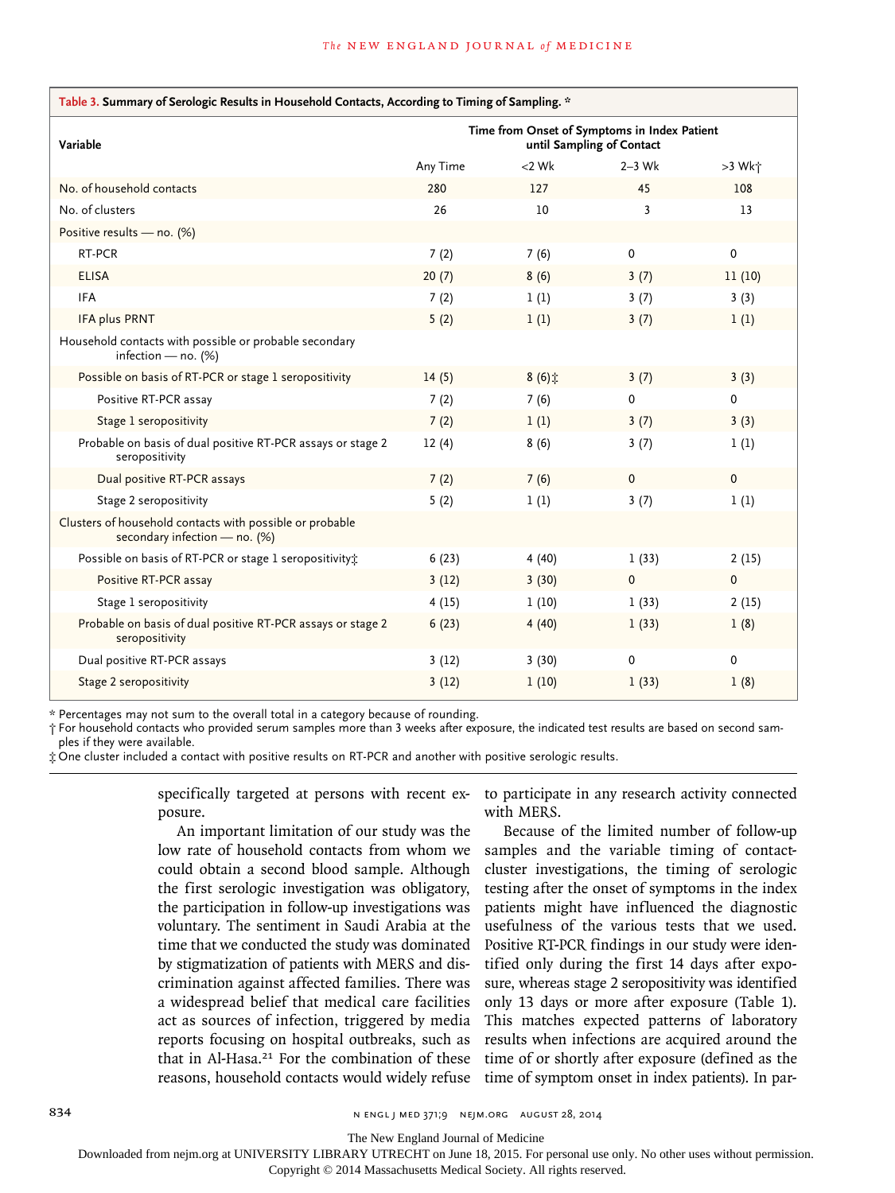**Table 3. Summary of Serologic Results in Household Contacts, According to Timing of Sampling.***

| Variable | Time from Onset of Symptoms in Index Patient until Sampling of Contact | | | |
|---|---|---|---|---|
| | Any Time | <2 Wk | 2–3 Wk | >3 Wk† |
| No. of household contacts | 280 | 127 | 45 | 108 |
| No. of clusters | 26 | 10 | 3 | 13 |
| Positive results — no. (%) | | | | |
| RT-PCR | 7 (2) | 7 (6) | 0 | 0 |
| ELISA | 20 (7) | 8 (6) | 3 (7) | 11 (10) |
| IFA | 7 (2) | 1 (1) | 3 (7) | 3 (3) |
| IFA plus PRNT | 5 (2) | 1 (1) | 3 (7) | 1 (1) |
| Household contacts with possible or probable secondary infection — no. (%) | | | | |
| Possible on basis of RT-PCR or stage 1 seropositivity | 14 (5) | 8 (6)‡ | 3 (7) | 3 (3) |
| Positive RT-PCR assay | 7 (2) | 7 (6) | 0 | 0 |
| Stage 1 seropositivity | 7 (2) | 1 (1) | 3 (7) | 3 (3) |
| Probable on basis of dual positive RT-PCR assays or stage 2 seropositivity | 12 (4) | 8 (6) | 3 (7) | 1 (1) |
| Dual positive RT-PCR assays | 7 (2) | 7 (6) | 0 | 0 |
| Stage 2 seropositivity | 5 (2) | 1 (1) | 3 (7) | 1 (1) |
| Clusters of household contacts with possible or probable secondary infection — no. (%) | | | | |
| Possible on basis of RT-PCR or stage 1 seropositivity‡ | 6 (23) | 4 (40) | 1 (33) | 2 (15) |
| Positive RT-PCR assay | 3 (12) | 3 (30) | 0 | 0 |
| Stage 1 seropositivity | 4 (15) | 1 (10) | 1 (33) | 2 (15) |
| Probable on basis of dual positive RT-PCR assays or stage 2 seropositivity | 6 (23) | 4 (40) | 1 (33) | 1 (8) |
| Dual positive RT-PCR assays | 3 (12) | 3 (30) | 0 | 0 |
| Stage 2 seropositivity | 3 (12) | 1 (10) | 1 (33) | 1 (8) |

\* Percentages may not sum to the overall total in a category because of rounding.
† For household contacts who provided serum samples more than 3 weeks after exposure, the indicated test results are based on second samples if they were available.
‡ One cluster included a contact with positive results on RT-PCR and another with positive serologic results.

specifically targeted at persons with recent exposure.

An important limitation of our study was the low rate of household contacts from whom we could obtain a second blood sample. Although the first serologic investigation was obligatory, the participation in follow-up investigations was voluntary. The sentiment in Saudi Arabia at the time that we conducted the study was dominated by stigmatization of patients with MERS and discrimination against affected families. There was a widespread belief that medical care facilities act as sources of infection, triggered by media reports focusing on hospital outbreaks, such as that in Al-Hasa.[21] For the combination of these reasons, household contacts would widely refuse to participate in any research activity connected with MERS.

Because of the limited number of follow-up samples and the variable timing of contact-cluster investigations, the timing of serologic testing after the onset of symptoms in the index patients might have influenced the diagnostic usefulness of the various tests that we used. Positive RT-PCR findings in our study were identified only during the first 14 days after exposure, whereas stage 2 seropositivity was identified only 13 days or more after exposure (Table 1). This matches expected patterns of laboratory results when infections are acquired around the time of or shortly after exposure (defined as the time of symptom onset in index patients). In par-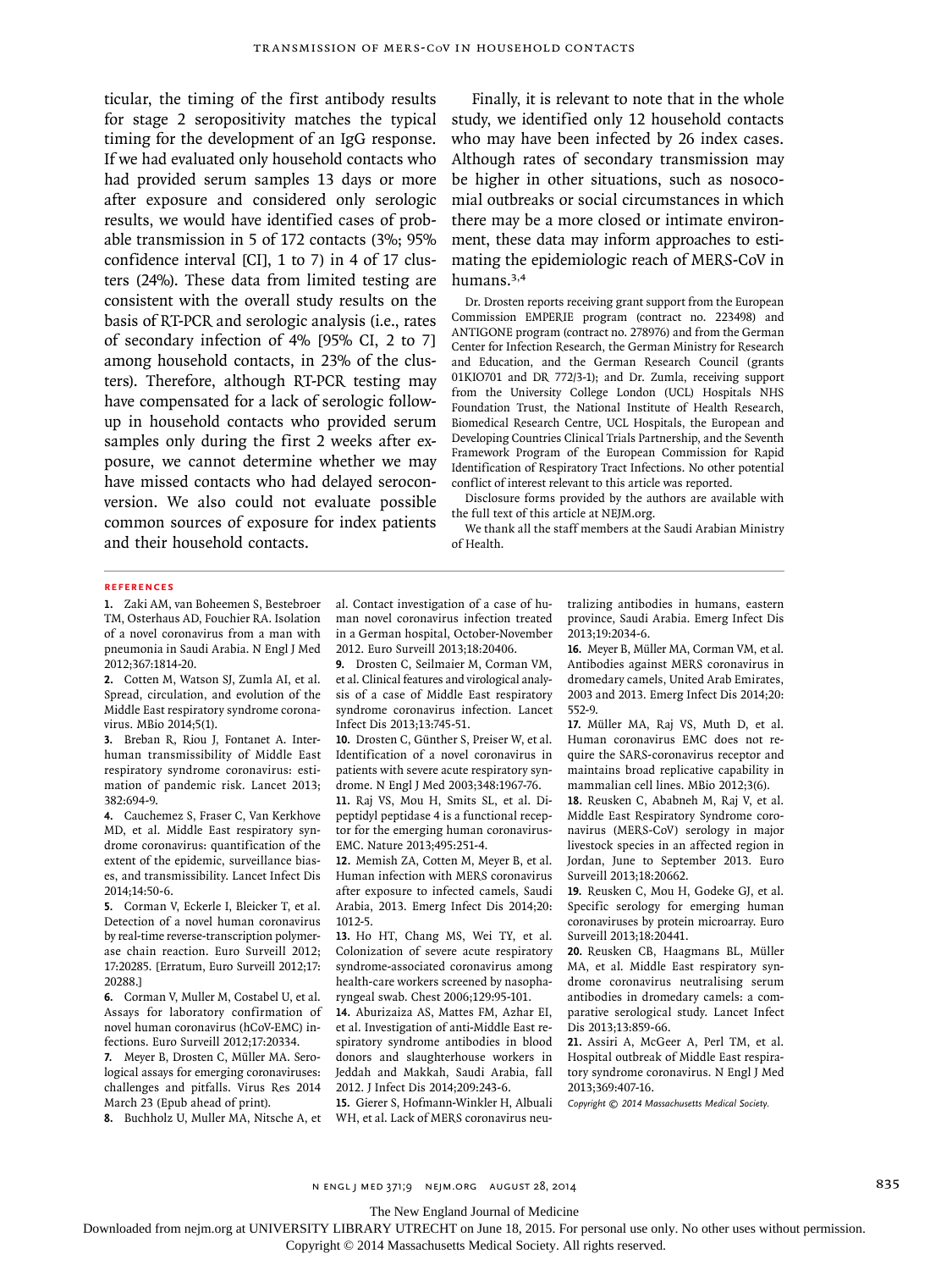ticular, the timing of the first antibody results for stage 2 seropositivity matches the typical timing for the development of an IgG response. If we had evaluated only household contacts who had provided serum samples 13 days or more after exposure and considered only serologic results, we would have identified cases of probable transmission in 5 of 172 contacts (3%; 95% confidence interval [CI], 1 to 7) in 4 of 17 clusters (24%). These data from limited testing are consistent with the overall study results on the basis of RT-PCR and serologic analysis (i.e., rates of secondary infection of 4% [95% CI, 2 to 7] among household contacts, in 23% of the clusters). Therefore, although RT-PCR testing may have compensated for a lack of serologic follow-up in household contacts who provided serum samples only during the first 2 weeks after exposure, we cannot determine whether we may have missed contacts who had delayed seroconversion. We also could not evaluate possible common sources of exposure for index patients and their household contacts.

Finally, it is relevant to note that in the whole study, we identified only 12 household contacts who may have been infected by 26 index cases. Although rates of secondary transmission may be higher in other situations, such as nosocomial outbreaks or social circumstances in which there may be a more closed or intimate environment, these data may inform approaches to estimating the epidemiologic reach of MERS-CoV in humans.[3,4]

Dr. Drosten reports receiving grant support from the European Commission EMPERIE program (contract no. 223498) and ANTIGONE program (contract no. 278976) and from the German Center for Infection Research, the German Ministry for Research and Education, and the German Research Council (grants 01KIO701 and DR 772/3-1); and Dr. Zumla, receiving support from the University College London (UCL) Hospitals NHS Foundation Trust, the National Institute of Health Research, Biomedical Research Centre, UCL Hospitals, the European and Developing Countries Clinical Trials Partnership, and the Seventh Framework Program of the European Commission for Rapid Identification of Respiratory Tract Infections. No other potential conflict of interest relevant to this article was reported.

Disclosure forms provided by the authors are available with the full text of this article at NEJM.org.

We thank all the staff members at the Saudi Arabian Ministry of Health.

## References

1. Zaki AM, van Boheemen S, Bestebroer TM, Osterhaus AD, Fouchier RA. Isolation of a novel coronavirus from a man with pneumonia in Saudi Arabia. N Engl J Med 2012;367:1814-20.
2. Cotten M, Watson SJ, Zumla AI, et al. Spread, circulation, and evolution of the Middle East respiratory syndrome coronavirus. MBio 2014;5(1).
3. Breban R, Riou J, Fontanet A. Interhuman transmissibility of Middle East respiratory syndrome coronavirus: estimation of pandemic risk. Lancet 2013; 382:694-9.
4. Cauchemez S, Fraser C, Van Kerkhove MD, et al. Middle East respiratory syndrome coronavirus: quantification of the extent of the epidemic, surveillance biases, and transmissibility. Lancet Infect Dis 2014;14:50-6.
5. Corman V, Eckerle I, Bleicker T, et al. Detection of a novel human coronavirus by real-time reverse-transcription polymerase chain reaction. Euro Surveill 2012; 17:20285. [Erratum, Euro Surveill 2012;17: 20288.]
6. Corman V, Muller M, Costabel U, et al. Assays for laboratory confirmation of novel human coronavirus (hCoV-EMC) infections. Euro Surveill 2012;17:20334.
7. Meyer B, Drosten C, Müller MA. Serological assays for emerging coronaviruses: challenges and pitfalls. Virus Res 2014 March 23 (Epub ahead of print).
8. Buchholz U, Muller MA, Nitsche A, et al. Contact investigation of a case of human novel coronavirus infection treated in a German hospital, October-November 2012. Euro Surveill 2013;18:20406.
9. Drosten C, Seilmaier M, Corman VM, et al. Clinical features and virological analysis of a case of Middle East respiratory syndrome coronavirus infection. Lancet Infect Dis 2013;13:745-51.
10. Drosten C, Günther S, Preiser W, et al. Identification of a novel coronavirus in patients with severe acute respiratory syndrome. N Engl J Med 2003;348:1967-76.
11. Raj VS, Mou H, Smits SL, et al. Dipeptidyl peptidase 4 is a functional receptor for the emerging human coronavirus-EMC. Nature 2013;495:251-4.
12. Memish ZA, Cotten M, Meyer B, et al. Human infection with MERS coronavirus after exposure to infected camels, Saudi Arabia, 2013. Emerg Infect Dis 2014;20: 1012-5.
13. Ho HT, Chang MS, Wei TY, et al. Colonization of severe acute respiratory syndrome-associated coronavirus among health-care workers screened by nasopharyngeal swab. Chest 2006;129:95-101.
14. Aburizaiza AS, Mattes FM, Azhar EI, et al. Investigation of anti-Middle East respiratory syndrome antibodies in blood donors and slaughterhouse workers in Jeddah and Makkah, Saudi Arabia, fall 2012. J Infect Dis 2014;209:243-6.
15. Gierer S, Hofmann-Winkler H, Albuali WH, et al. Lack of MERS coronavirus neutralizing antibodies in humans, eastern province, Saudi Arabia. Emerg Infect Dis 2013;19:2034-6.
16. Meyer B, Müller MA, Corman VM, et al. Antibodies against MERS coronavirus in dromedary camels, United Arab Emirates, 2003 and 2013. Emerg Infect Dis 2014;20: 552-9.
17. Müller MA, Raj VS, Muth D, et al. Human coronavirus EMC does not require the SARS-coronavirus receptor and maintains broad replicative capability in mammalian cell lines. MBio 2012;3(6).
18. Reusken C, Ababneh M, Raj V, et al. Middle East Respiratory Syndrome coronavirus (MERS-CoV) serology in major livestock species in an affected region in Jordan, June to September 2013. Euro Surveill 2013;18:20662.
19. Reusken C, Mou H, Godeke GJ, et al. Specific serology for emerging human coronaviruses by protein microarray. Euro Surveill 2013;18:20441.
20. Reusken CB, Haagmans BL, Müller MA, et al. Middle East respiratory syndrome coronavirus neutralising serum antibodies in dromedary camels: a comparative serological study. Lancet Infect Dis 2013;13:859-66.
21. Assiri A, McGeer A, Perl TM, et al. Hospital outbreak of Middle East respiratory syndrome coronavirus. N Engl J Med 2013;369:407-16.

*Copyright © 2014 Massachusetts Medical Society.*